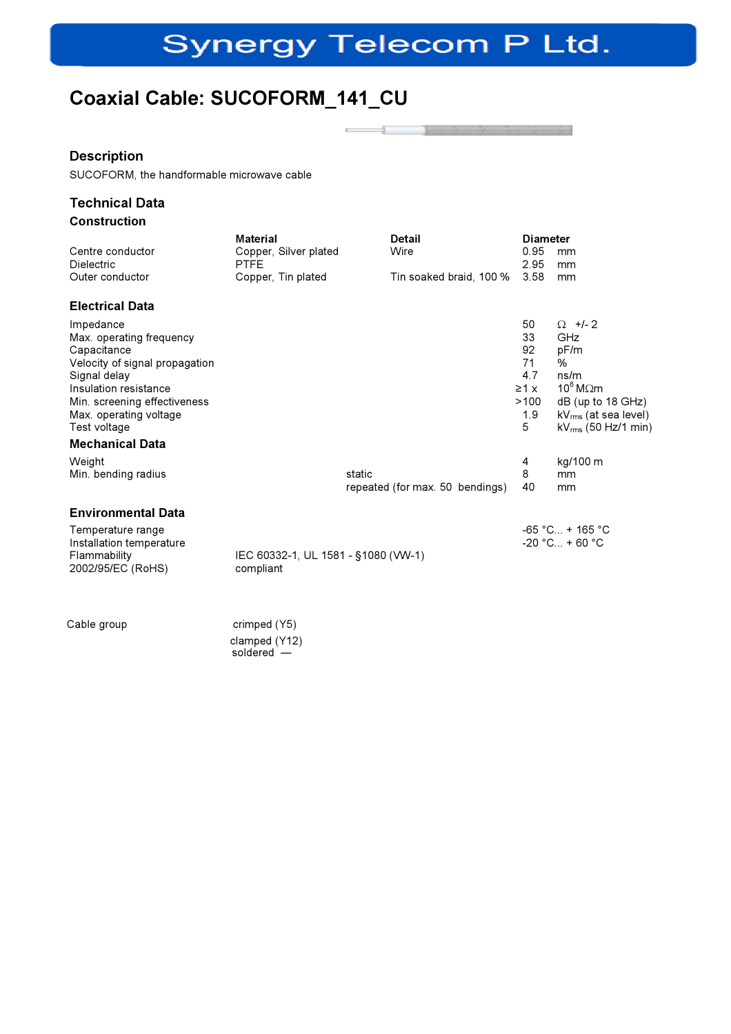# Synergy Telecom P Ltd.

## Coaxial Cable: SUCOFORM_141_CU

### Description

SUCOFORM, the handformable microwave cable

### Technical Data

#### Construction

| | Material | Detail | Diameter |
|---|---|---|---|
| Centre conductor | Copper, Silver plated | Wire | 0.95 mm |
| Dielectric | PTFE | | 2.95 mm |
| Outer conductor | Copper, Tin plated | Tin soaked braid, 100 % | 3.58 mm |

#### Electrical Data

| | | |
|---|---|---|
| Impedance | 50 | Ω +/- 2 |
| Max. operating frequency | 33 | GHz |
| Capacitance | 92 | pF/m |
| Velocity of signal propagation | 71 | % |
| Signal delay | 4.7 | ns/m |
| Insulation resistance | ≥1 x | $10^8$ MΩm |
| Min. screening effectiveness | >100 | dB (up to 18 GHz) |
| Max. operating voltage | 1.9 | $kV_{rms}$ (at sea level) |
| Test voltage | 5 | $kV_{rms}$ (50 Hz/1 min) |

#### Mechanical Data

| | | | |
|---|---|---|---|
| Weight | | 4 | kg/100 m |
| Min. bending radius | static | 8 | mm |
| | repeated (for max. 50 bendings) | 40 | mm |

#### Environmental Data

| | | |
|---|---|---|
| Temperature range | | -65 °C... + 165 °C |
| Installation temperature | | -20 °C... + 60 °C |
| Flammability | IEC 60332-1, UL 1581 - §1080 (VW-1) | |
| 2002/95/EC (RoHS) | compliant | |

| | |
|---|---|
| Cable group | crimped (Y5) |
| | clamped (Y12) |
| | soldered — |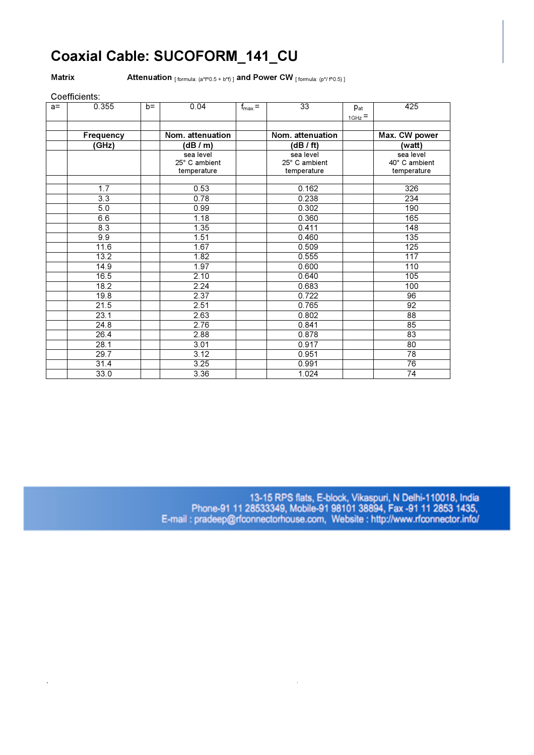# Coaxial Cable: SUCOFORM_141_CU

**Matrix** **Attenuation** [ formula: (a*f^0.5 + b*f) ] **and Power CW** [ formula: (p*/ f^0.5) ]

Coefficients:

| a= | 0.355 | b= | 0.04 | $f_{max.}$= | 33 | $p_{at\ 1GHz}$ = | 425 |
|---|---|---|---|---|---|---|---|
| | | | | | | | |
| | **Frequency** | | **Nom. attenuation** | | **Nom. attenuation** | | **Max. CW power** |
| | **(GHz)** | | **(dB / m)** | | **(dB / ft)** | | **(watt)** |
| | | | sea level 25° C ambient temperature | | sea level 25° C ambient temperature | | sea level 40° C ambient temperature |
| | | | | | | | |
| | 1.7 | | 0.53 | | 0.162 | | 326 |
| | 3.3 | | 0.78 | | 0.238 | | 234 |
| | 5.0 | | 0.99 | | 0.302 | | 190 |
| | 6.6 | | 1.18 | | 0.360 | | 165 |
| | 8.3 | | 1.35 | | 0.411 | | 148 |
| | 9.9 | | 1.51 | | 0.460 | | 135 |
| | 11.6 | | 1.67 | | 0.509 | | 125 |
| | 13.2 | | 1.82 | | 0.555 | | 117 |
| | 14.9 | | 1.97 | | 0.600 | | 110 |
| | 16.5 | | 2.10 | | 0.640 | | 105 |
| | 18.2 | | 2.24 | | 0.683 | | 100 |
| | 19.8 | | 2.37 | | 0.722 | | 96 |
| | 21.5 | | 2.51 | | 0.765 | | 92 |
| | 23.1 | | 2.63 | | 0.802 | | 88 |
| | 24.8 | | 2.76 | | 0.841 | | 85 |
| | 26.4 | | 2.88 | | 0.878 | | 83 |
| | 28.1 | | 3.01 | | 0.917 | | 80 |
| | 29.7 | | 3.12 | | 0.951 | | 78 |
| | 31.4 | | 3.25 | | 0.991 | | 76 |
| | 33.0 | | 3.36 | | 1.024 | | 74 |

13-15 RPS flats, E-block, Vikaspuri, N Delhi-110018, India
Phone-91 11 28533349, Mobile-91 98101 38894, Fax -91 11 2853 1435,
E-mail : pradeep@rfconnectorhouse.com, Website : http://www.rfconnector.info/